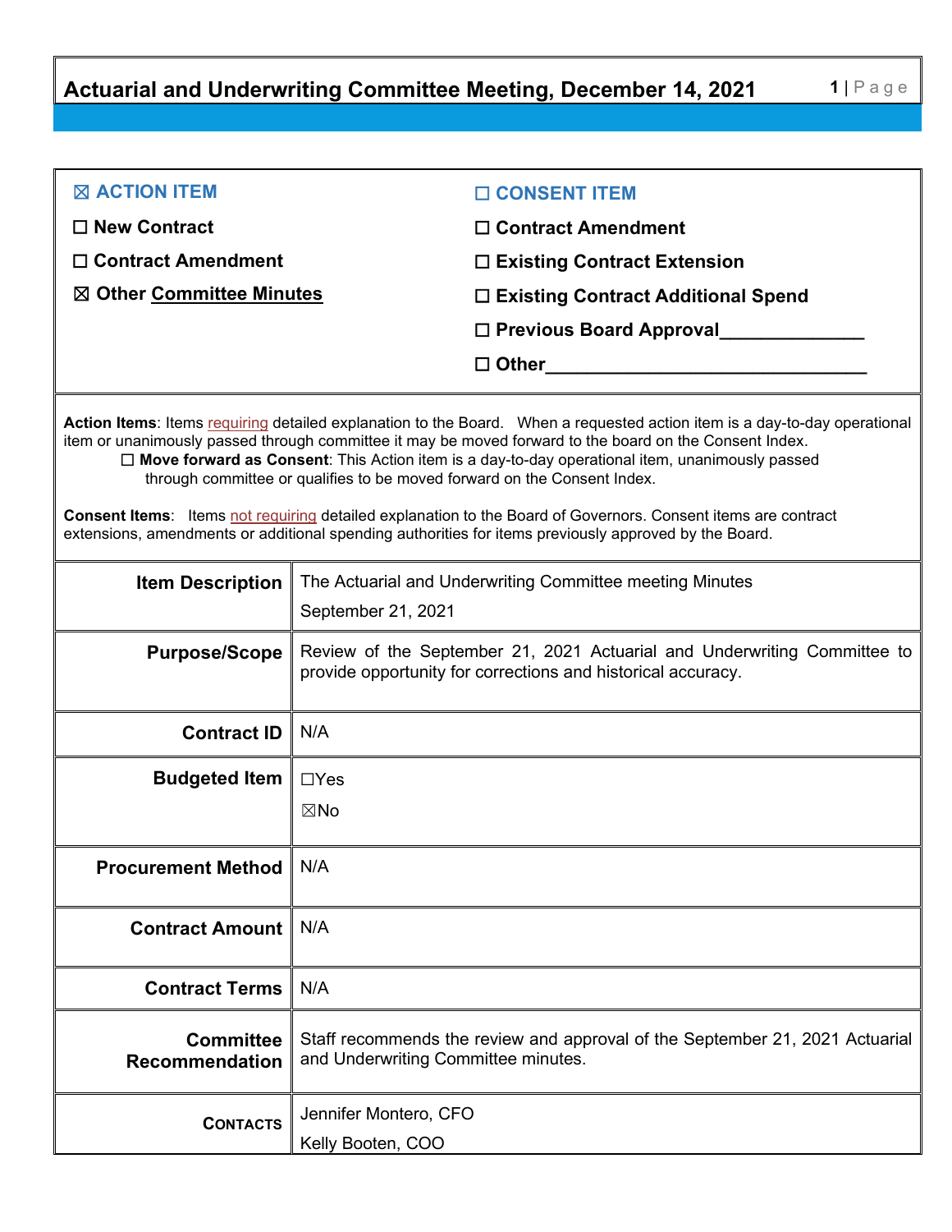# Actuarial and Underwriting Committee Meeting, December 14, 2021

| ☒ **ACTION ITEM** | ☐ **CONSENT ITEM** |
|---|---|
| ☐ **New Contract** | ☐ **Contract Amendment** |
| ☐ **Contract Amendment** | ☐ **Existing Contract Extension** |
| ☒ **Other Committee Minutes** | ☐ **Existing Contract Additional Spend** |
| | ☐ **Previous Board Approval**______________ |
| | ☐ **Other**________________________________ |

**Action Items**: Items requiring detailed explanation to the Board. When a requested action item is a day-to-day operational item or unanimously passed through committee it may be moved forward to the board on the Consent Index.

☐ **Move forward as Consent**: This Action item is a day-to-day operational item, unanimously passed through committee or qualifies to be moved forward on the Consent Index.

**Consent Items**: Items not requiring detailed explanation to the Board of Governors. Consent items are contract extensions, amendments or additional spending authorities for items previously approved by the Board.

| | |
|---|---|
| **Item Description** | The Actuarial and Underwriting Committee meeting Minutes<br>September 21, 2021 |
| **Purpose/Scope** | Review of the September 21, 2021 Actuarial and Underwriting Committee to provide opportunity for corrections and historical accuracy. |
| **Contract ID** | N/A |
| **Budgeted Item** | ☐Yes<br>☒No |
| **Procurement Method** | N/A |
| **Contract Amount** | N/A |
| **Contract Terms** | N/A |
| **Committee Recommendation** | Staff recommends the review and approval of the September 21, 2021 Actuarial and Underwriting Committee minutes. |
| **CONTACTS** | Jennifer Montero, CFO<br>Kelly Booten, COO |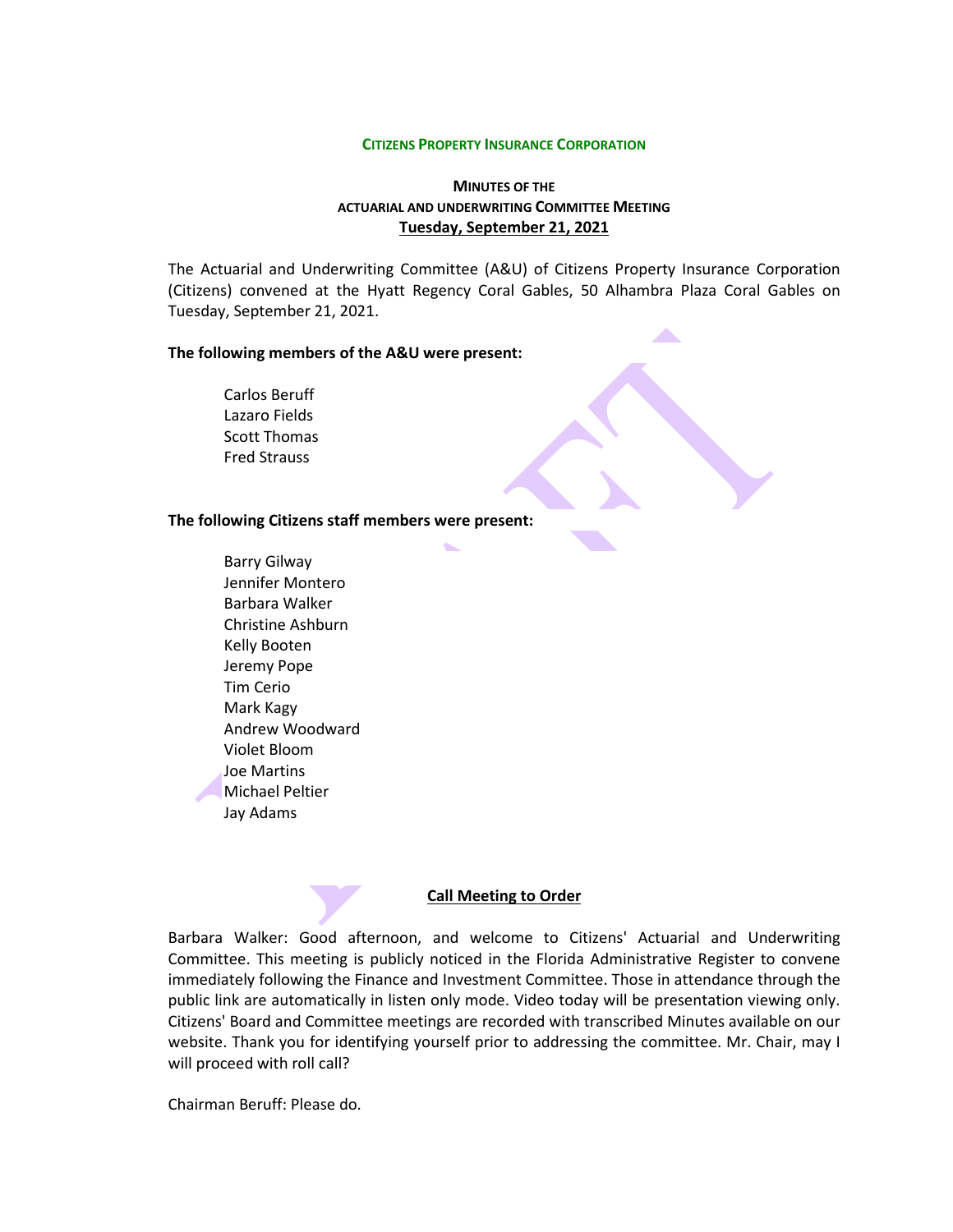**CITIZENS PROPERTY INSURANCE CORPORATION**

**MINUTES OF THE**
**ACTUARIAL AND UNDERWRITING COMMITTEE MEETING**
**Tuesday, September 21, 2021**

The Actuarial and Underwriting Committee (A&U) of Citizens Property Insurance Corporation (Citizens) convened at the Hyatt Regency Coral Gables, 50 Alhambra Plaza Coral Gables on Tuesday, September 21, 2021.

**The following members of the A&U were present:**

Carlos Beruff
Lazaro Fields
Scott Thomas
Fred Strauss

**The following Citizens staff members were present:**

Barry Gilway
Jennifer Montero
Barbara Walker
Christine Ashburn
Kelly Booten
Jeremy Pope
Tim Cerio
Mark Kagy
Andrew Woodward
Violet Bloom
Joe Martins
Michael Peltier
Jay Adams

**Call Meeting to Order**

Barbara Walker: Good afternoon, and welcome to Citizens' Actuarial and Underwriting Committee. This meeting is publicly noticed in the Florida Administrative Register to convene immediately following the Finance and Investment Committee. Those in attendance through the public link are automatically in listen only mode. Video today will be presentation viewing only. Citizens' Board and Committee meetings are recorded with transcribed Minutes available on our website. Thank you for identifying yourself prior to addressing the committee. Mr. Chair, may I will proceed with roll call?

Chairman Beruff: Please do.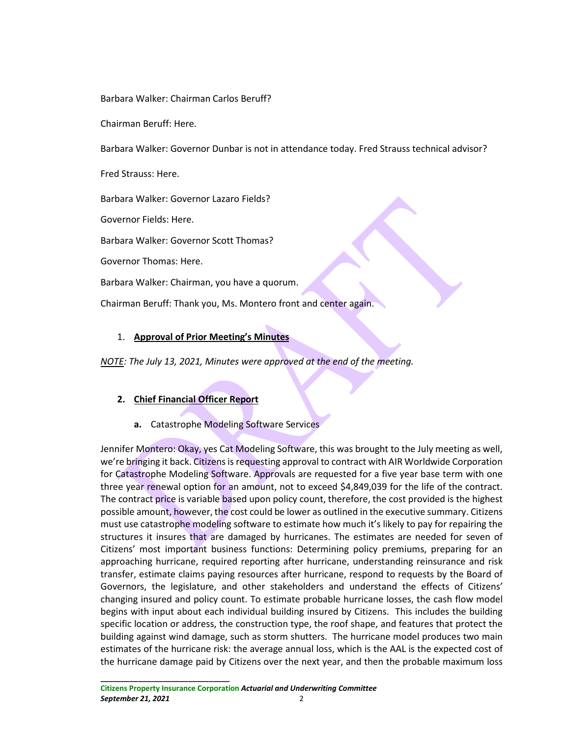Barbara Walker: Chairman Carlos Beruff?

Chairman Beruff: Here.

Barbara Walker: Governor Dunbar is not in attendance today. Fred Strauss technical advisor?

Fred Strauss: Here.

Barbara Walker: Governor Lazaro Fields?

Governor Fields: Here.

Barbara Walker: Governor Scott Thomas?

Governor Thomas: Here.

Barbara Walker: Chairman, you have a quorum.

Chairman Beruff: Thank you, Ms. Montero front and center again.

1. **Approval of Prior Meeting's Minutes**

*NOTE: The July 13, 2021, Minutes were approved at the end of the meeting.*

2. **Chief Financial Officer Report**

   a. Catastrophe Modeling Software Services

Jennifer Montero: Okay, yes Cat Modeling Software, this was brought to the July meeting as well, we're bringing it back. Citizens is requesting approval to contract with AIR Worldwide Corporation for Catastrophe Modeling Software. Approvals are requested for a five year base term with one three year renewal option for an amount, not to exceed $4,849,039 for the life of the contract. The contract price is variable based upon policy count, therefore, the cost provided is the highest possible amount, however, the cost could be lower as outlined in the executive summary. Citizens must use catastrophe modeling software to estimate how much it's likely to pay for repairing the structures it insures that are damaged by hurricanes. The estimates are needed for seven of Citizens' most important business functions: Determining policy premiums, preparing for an approaching hurricane, required reporting after hurricane, understanding reinsurance and risk transfer, estimate claims paying resources after hurricane, respond to requests by the Board of Governors, the legislature, and other stakeholders and understand the effects of Citizens' changing insured and policy count. To estimate probable hurricane losses, the cash flow model begins with input about each individual building insured by Citizens. This includes the building specific location or address, the construction type, the roof shape, and features that protect the building against wind damage, such as storm shutters. The hurricane model produces two main estimates of the hurricane risk: the average annual loss, which is the AAL is the expected cost of the hurricane damage paid by Citizens over the next year, and then the probable maximum loss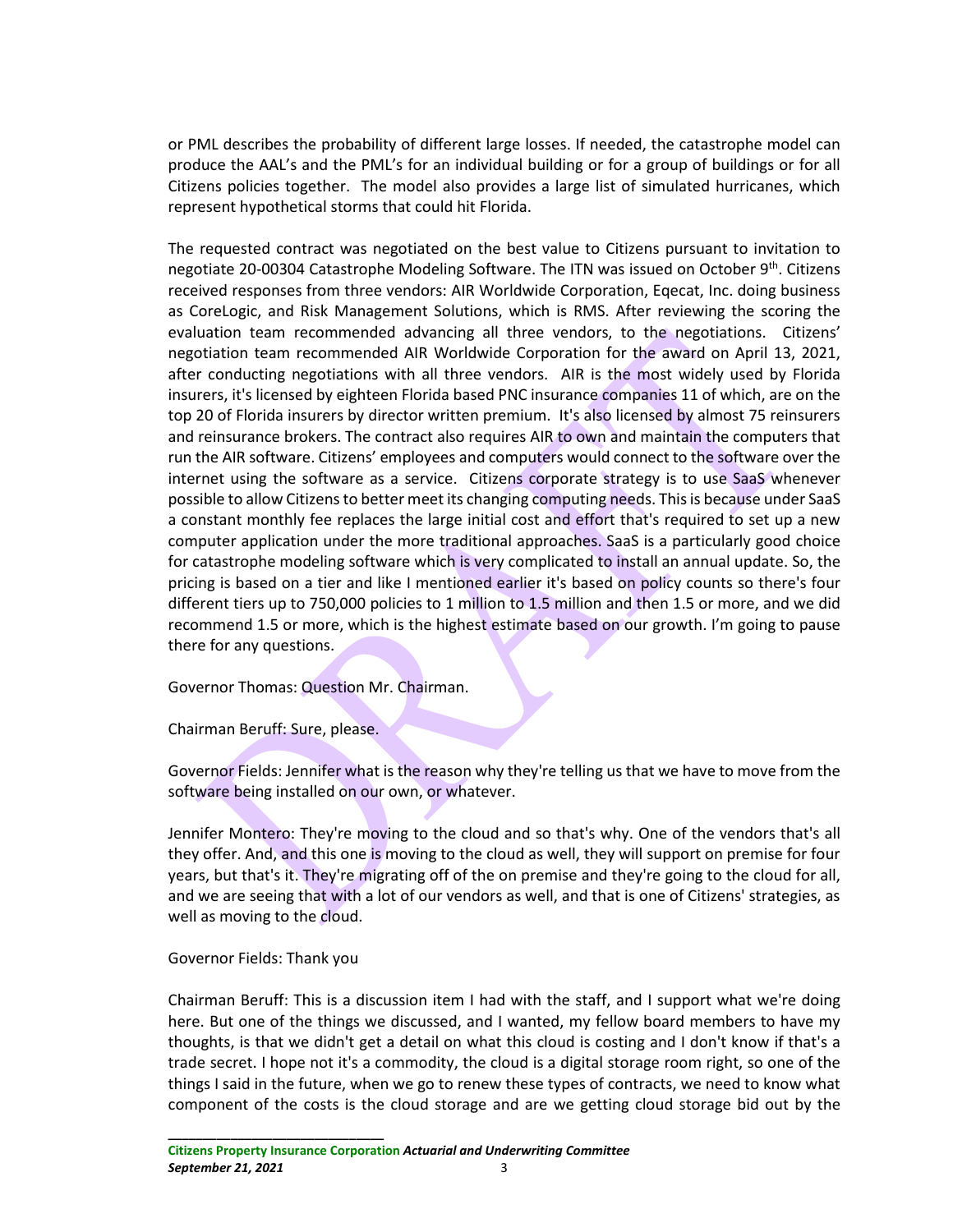or PML describes the probability of different large losses. If needed, the catastrophe model can produce the AAL's and the PML's for an individual building or for a group of buildings or for all Citizens policies together. The model also provides a large list of simulated hurricanes, which represent hypothetical storms that could hit Florida.

The requested contract was negotiated on the best value to Citizens pursuant to invitation to negotiate 20-00304 Catastrophe Modeling Software. The ITN was issued on October 9th. Citizens received responses from three vendors: AIR Worldwide Corporation, Eqecat, Inc. doing business as CoreLogic, and Risk Management Solutions, which is RMS. After reviewing the scoring the evaluation team recommended advancing all three vendors, to the negotiations. Citizens' negotiation team recommended AIR Worldwide Corporation for the award on April 13, 2021, after conducting negotiations with all three vendors. AIR is the most widely used by Florida insurers, it's licensed by eighteen Florida based PNC insurance companies 11 of which, are on the top 20 of Florida insurers by director written premium. It's also licensed by almost 75 reinsurers and reinsurance brokers. The contract also requires AIR to own and maintain the computers that run the AIR software. Citizens' employees and computers would connect to the software over the internet using the software as a service. Citizens corporate strategy is to use SaaS whenever possible to allow Citizens to better meet its changing computing needs. This is because under SaaS a constant monthly fee replaces the large initial cost and effort that's required to set up a new computer application under the more traditional approaches. SaaS is a particularly good choice for catastrophe modeling software which is very complicated to install an annual update. So, the pricing is based on a tier and like I mentioned earlier it's based on policy counts so there's four different tiers up to 750,000 policies to 1 million to 1.5 million and then 1.5 or more, and we did recommend 1.5 or more, which is the highest estimate based on our growth. I'm going to pause there for any questions.

Governor Thomas: Question Mr. Chairman.

Chairman Beruff: Sure, please.

Governor Fields: Jennifer what is the reason why they're telling us that we have to move from the software being installed on our own, or whatever.

Jennifer Montero: They're moving to the cloud and so that's why. One of the vendors that's all they offer. And, and this one is moving to the cloud as well, they will support on premise for four years, but that's it. They're migrating off of the on premise and they're going to the cloud for all, and we are seeing that with a lot of our vendors as well, and that is one of Citizens' strategies, as well as moving to the cloud.

Governor Fields: Thank you

Chairman Beruff: This is a discussion item I had with the staff, and I support what we're doing here. But one of the things we discussed, and I wanted, my fellow board members to have my thoughts, is that we didn't get a detail on what this cloud is costing and I don't know if that's a trade secret. I hope not it's a commodity, the cloud is a digital storage room right, so one of the things I said in the future, when we go to renew these types of contracts, we need to know what component of the costs is the cloud storage and are we getting cloud storage bid out by the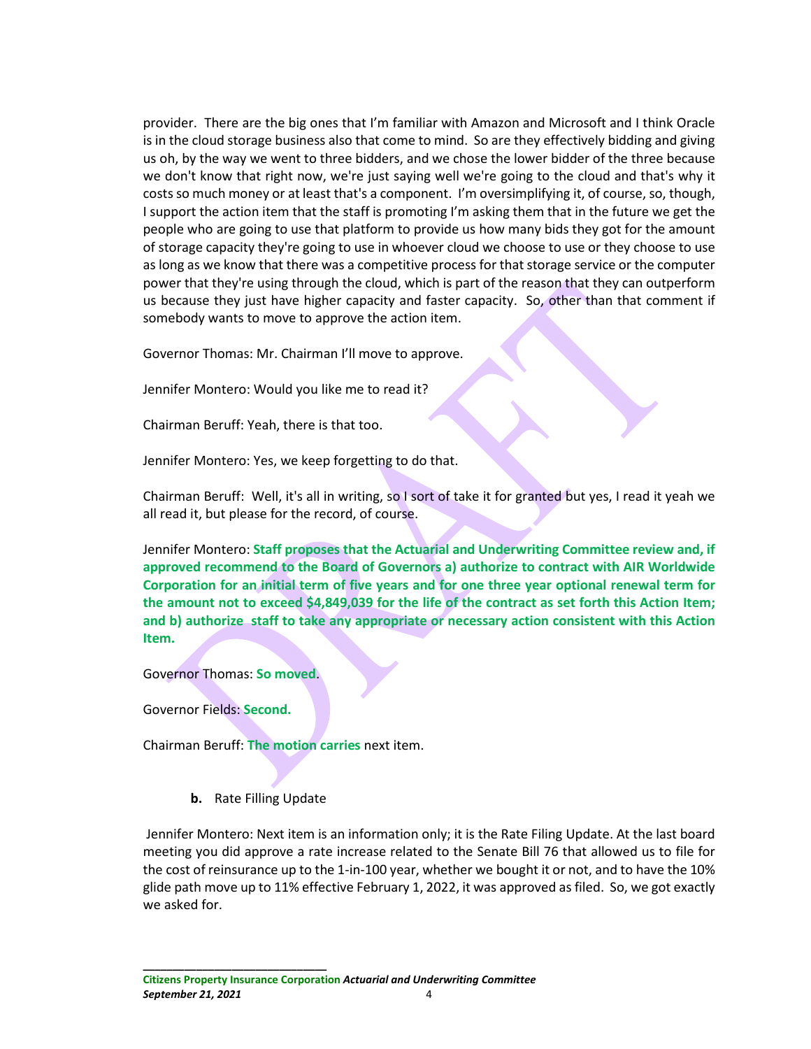provider. There are the big ones that I'm familiar with Amazon and Microsoft and I think Oracle is in the cloud storage business also that come to mind. So are they effectively bidding and giving us oh, by the way we went to three bidders, and we chose the lower bidder of the three because we don't know that right now, we're just saying well we're going to the cloud and that's why it costs so much money or at least that's a component. I'm oversimplifying it, of course, so, though, I support the action item that the staff is promoting I'm asking them that in the future we get the people who are going to use that platform to provide us how many bids they got for the amount of storage capacity they're going to use in whoever cloud we choose to use or they choose to use as long as we know that there was a competitive process for that storage service or the computer power that they're using through the cloud, which is part of the reason that they can outperform us because they just have higher capacity and faster capacity. So, other than that comment if somebody wants to move to approve the action item.

Governor Thomas: Mr. Chairman I'll move to approve.

Jennifer Montero: Would you like me to read it?

Chairman Beruff: Yeah, there is that too.

Jennifer Montero: Yes, we keep forgetting to do that.

Chairman Beruff: Well, it's all in writing, so I sort of take it for granted but yes, I read it yeah we all read it, but please for the record, of course.

Jennifer Montero: **Staff proposes that the Actuarial and Underwriting Committee review and, if approved recommend to the Board of Governors a) authorize to contract with AIR Worldwide Corporation for an initial term of five years and for one three year optional renewal term for the amount not to exceed $4,849,039 for the life of the contract as set forth this Action Item; and b) authorize staff to take any appropriate or necessary action consistent with this Action Item.**

Governor Thomas: **So moved**.

Governor Fields: **Second.**

Chairman Beruff: **The motion carries** next item.

**b.** Rate Filling Update

Jennifer Montero: Next item is an information only; it is the Rate Filing Update. At the last board meeting you did approve a rate increase related to the Senate Bill 76 that allowed us to file for the cost of reinsurance up to the 1-in-100 year, whether we bought it or not, and to have the 10% glide path move up to 11% effective February 1, 2022, it was approved as filed. So, we got exactly we asked for.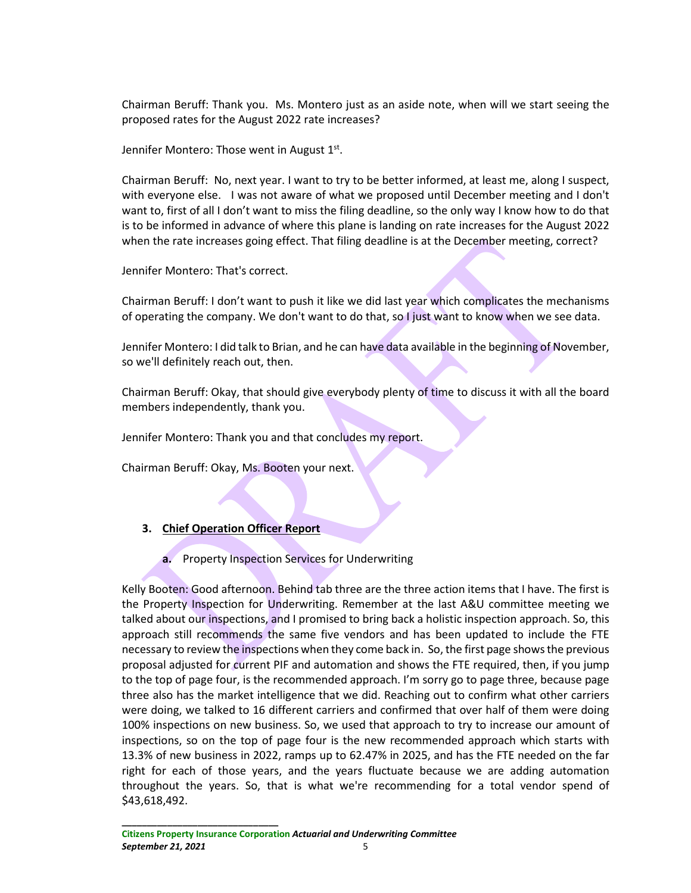Chairman Beruff: Thank you. Ms. Montero just as an aside note, when will we start seeing the proposed rates for the August 2022 rate increases?

Jennifer Montero: Those went in August 1st.

Chairman Beruff: No, next year. I want to try to be better informed, at least me, along I suspect, with everyone else. I was not aware of what we proposed until December meeting and I don't want to, first of all I don't want to miss the filing deadline, so the only way I know how to do that is to be informed in advance of where this plane is landing on rate increases for the August 2022 when the rate increases going effect. That filing deadline is at the December meeting, correct?

Jennifer Montero: That's correct.

Chairman Beruff: I don't want to push it like we did last year which complicates the mechanisms of operating the company. We don't want to do that, so I just want to know when we see data.

Jennifer Montero: I did talk to Brian, and he can have data available in the beginning of November, so we'll definitely reach out, then.

Chairman Beruff: Okay, that should give everybody plenty of time to discuss it with all the board members independently, thank you.

Jennifer Montero: Thank you and that concludes my report.

Chairman Beruff: Okay, Ms. Booten your next.

3. **Chief Operation Officer Report**

   a. Property Inspection Services for Underwriting

Kelly Booten: Good afternoon. Behind tab three are the three action items that I have. The first is the Property Inspection for Underwriting. Remember at the last A&U committee meeting we talked about our inspections, and I promised to bring back a holistic inspection approach. So, this approach still recommends the same five vendors and has been updated to include the FTE necessary to review the inspections when they come back in. So, the first page shows the previous proposal adjusted for current PIF and automation and shows the FTE required, then, if you jump to the top of page four, is the recommended approach. I'm sorry go to page three, because page three also has the market intelligence that we did. Reaching out to confirm what other carriers were doing, we talked to 16 different carriers and confirmed that over half of them were doing 100% inspections on new business. So, we used that approach to try to increase our amount of inspections, so on the top of page four is the new recommended approach which starts with 13.3% of new business in 2022, ramps up to 62.47% in 2025, and has the FTE needed on the far right for each of those years, and the years fluctuate because we are adding automation throughout the years. So, that is what we're recommending for a total vendor spend of $43,618,492.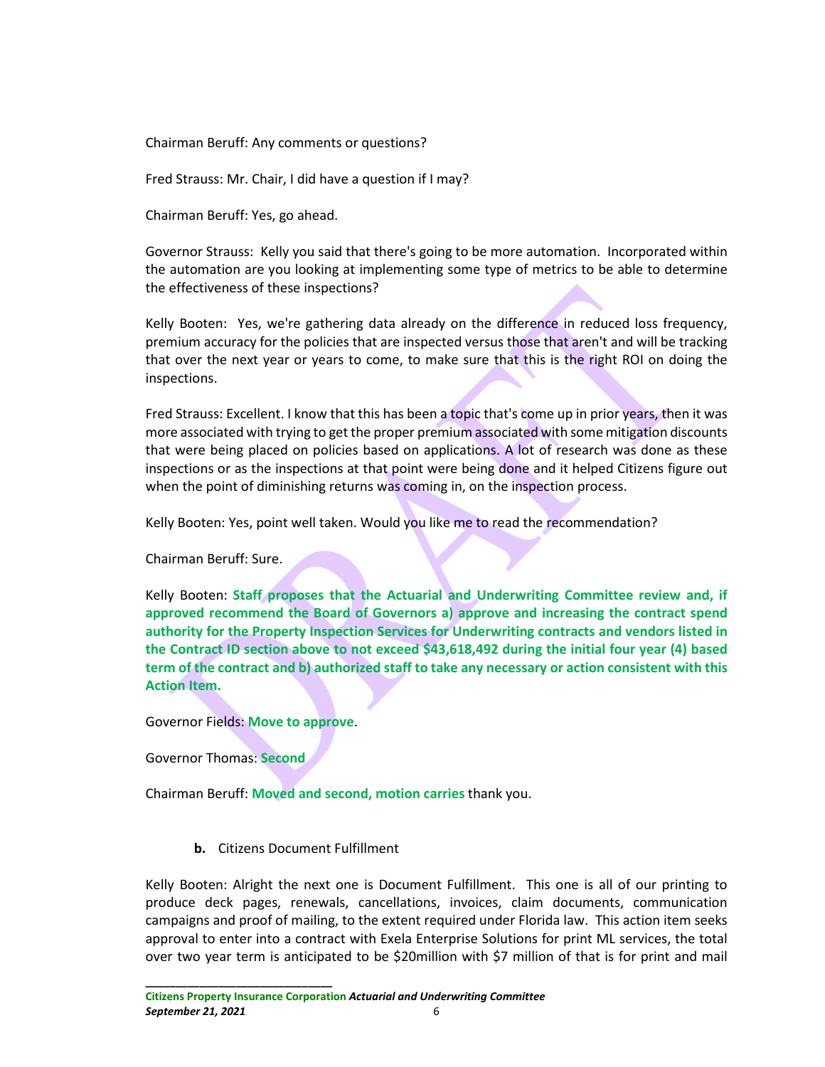Chairman Beruff: Any comments or questions?

Fred Strauss: Mr. Chair, I did have a question if I may?

Chairman Beruff: Yes, go ahead.

Governor Strauss: Kelly you said that there's going to be more automation. Incorporated within the automation are you looking at implementing some type of metrics to be able to determine the effectiveness of these inspections?

Kelly Booten: Yes, we're gathering data already on the difference in reduced loss frequency, premium accuracy for the policies that are inspected versus those that aren't and will be tracking that over the next year or years to come, to make sure that this is the right ROI on doing the inspections.

Fred Strauss: Excellent. I know that this has been a topic that's come up in prior years, then it was more associated with trying to get the proper premium associated with some mitigation discounts that were being placed on policies based on applications. A lot of research was done as these inspections or as the inspections at that point were being done and it helped Citizens figure out when the point of diminishing returns was coming in, on the inspection process.

Kelly Booten: Yes, point well taken. Would you like me to read the recommendation?

Chairman Beruff: Sure.

Kelly Booten: **Staff proposes that the Actuarial and Underwriting Committee review and, if approved recommend the Board of Governors a) approve and increasing the contract spend authority for the Property Inspection Services for Underwriting contracts and vendors listed in the Contract ID section above to not exceed $43,618,492 during the initial four year (4) based term of the contract and b) authorized staff to take any necessary or action consistent with this Action Item.**

Governor Fields: **Move to approve**.

Governor Thomas: **Second**

Chairman Beruff: **Moved and second, motion carries** thank you.

**b.** Citizens Document Fulfillment

Kelly Booten: Alright the next one is Document Fulfillment. This one is all of our printing to produce deck pages, renewals, cancellations, invoices, claim documents, communication campaigns and proof of mailing, to the extent required under Florida law. This action item seeks approval to enter into a contract with Exela Enterprise Solutions for print ML services, the total over two year term is anticipated to be $20million with $7 million of that is for print and mail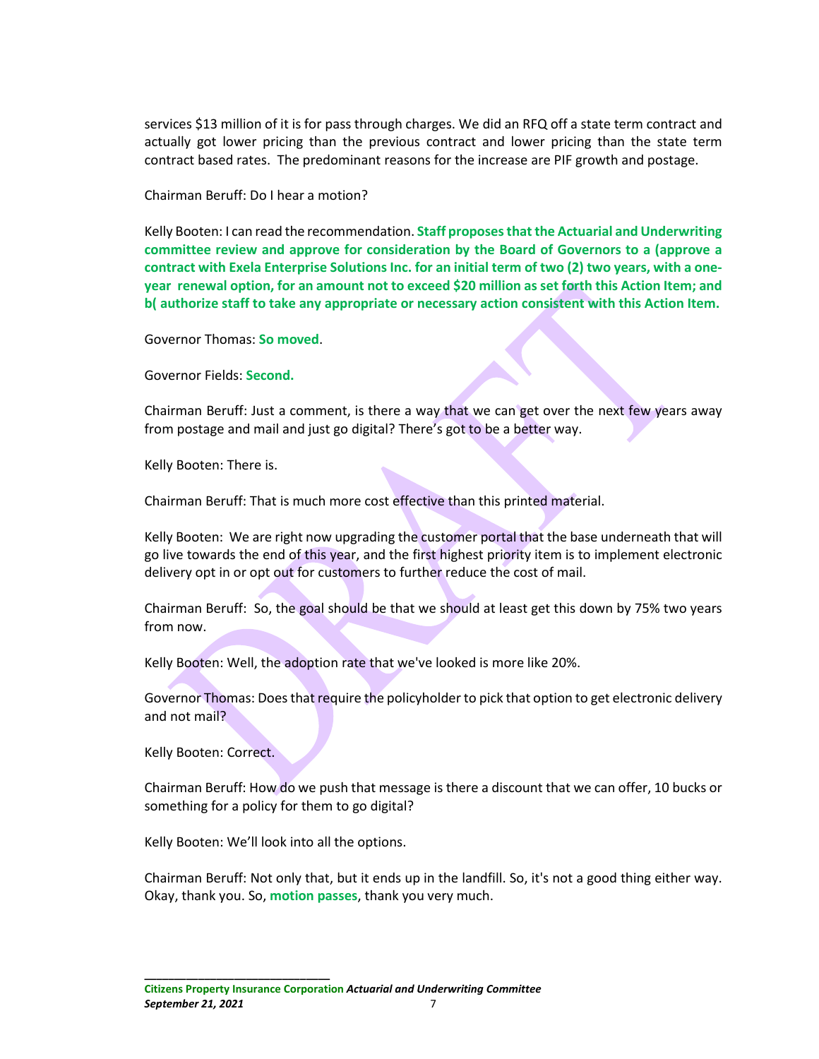services $13 million of it is for pass through charges. We did an RFQ off a state term contract and actually got lower pricing than the previous contract and lower pricing than the state term contract based rates. The predominant reasons for the increase are PIF growth and postage.

Chairman Beruff: Do I hear a motion?

Kelly Booten: I can read the recommendation. **Staff proposes that the Actuarial and Underwriting committee review and approve for consideration by the Board of Governors to a (approve a contract with Exela Enterprise Solutions Inc. for an initial term of two (2) two years, with a one-year renewal option, for an amount not to exceed $20 million as set forth this Action Item; and b( authorize staff to take any appropriate or necessary action consistent with this Action Item.**

Governor Thomas: **So moved**.

Governor Fields: **Second.**

Chairman Beruff: Just a comment, is there a way that we can get over the next few years away from postage and mail and just go digital? There's got to be a better way.

Kelly Booten: There is.

Chairman Beruff: That is much more cost effective than this printed material.

Kelly Booten: We are right now upgrading the customer portal that the base underneath that will go live towards the end of this year, and the first highest priority item is to implement electronic delivery opt in or opt out for customers to further reduce the cost of mail.

Chairman Beruff: So, the goal should be that we should at least get this down by 75% two years from now.

Kelly Booten: Well, the adoption rate that we've looked is more like 20%.

Governor Thomas: Does that require the policyholder to pick that option to get electronic delivery and not mail?

Kelly Booten: Correct.

Chairman Beruff: How do we push that message is there a discount that we can offer, 10 bucks or something for a policy for them to go digital?

Kelly Booten: We'll look into all the options.

Chairman Beruff: Not only that, but it ends up in the landfill. So, it's not a good thing either way. Okay, thank you. So, **motion passes**, thank you very much.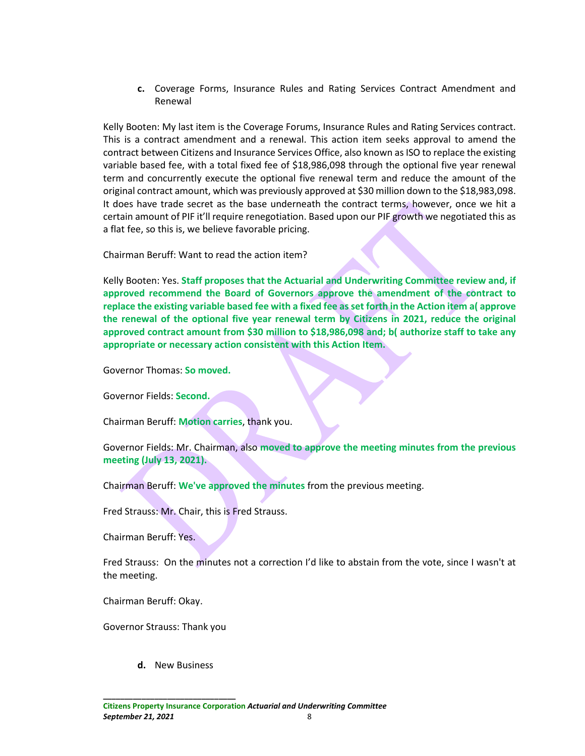c. Coverage Forms, Insurance Rules and Rating Services Contract Amendment and Renewal

Kelly Booten: My last item is the Coverage Forums, Insurance Rules and Rating Services contract. This is a contract amendment and a renewal. This action item seeks approval to amend the contract between Citizens and Insurance Services Office, also known as ISO to replace the existing variable based fee, with a total fixed fee of $18,986,098 through the optional five year renewal term and concurrently execute the optional five renewal term and reduce the amount of the original contract amount, which was previously approved at $30 million down to the $18,983,098. It does have trade secret as the base underneath the contract terms, however, once we hit a certain amount of PIF it'll require renegotiation. Based upon our PIF growth we negotiated this as a flat fee, so this is, we believe favorable pricing.

Chairman Beruff: Want to read the action item?

Kelly Booten: Yes. **Staff proposes that the Actuarial and Underwriting Committee review and, if approved recommend the Board of Governors approve the amendment of the contract to replace the existing variable based fee with a fixed fee as set forth in the Action item a( approve the renewal of the optional five year renewal term by Citizens in 2021, reduce the original approved contract amount from $30 million to $18,986,098 and; b( authorize staff to take any appropriate or necessary action consistent with this Action Item.**

Governor Thomas: **So moved.**

Governor Fields: **Second.**

Chairman Beruff: **Motion carries**, thank you.

Governor Fields: Mr. Chairman, also **moved to approve the meeting minutes from the previous meeting (July 13, 2021).**

Chairman Beruff: **We've approved the minutes** from the previous meeting.

Fred Strauss: Mr. Chair, this is Fred Strauss.

Chairman Beruff: Yes.

Fred Strauss: On the minutes not a correction I'd like to abstain from the vote, since I wasn't at the meeting.

Chairman Beruff: Okay.

Governor Strauss: Thank you

d. New Business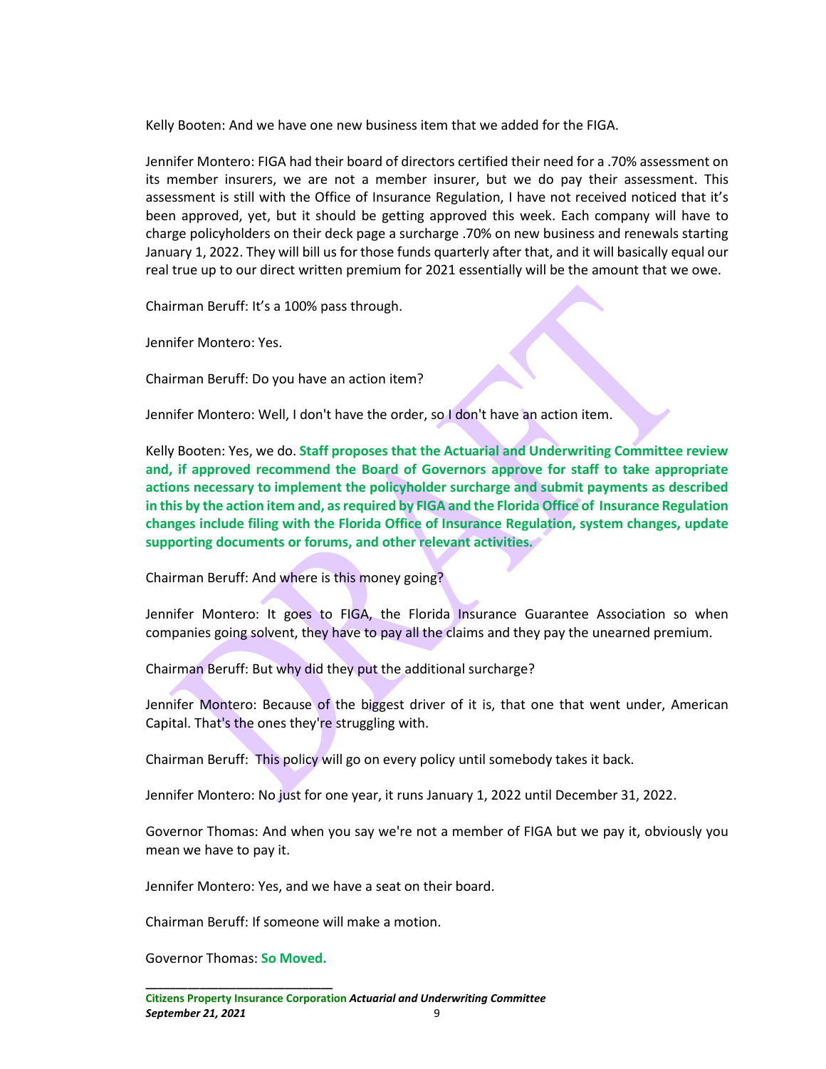Kelly Booten: And we have one new business item that we added for the FIGA.

Jennifer Montero: FIGA had their board of directors certified their need for a .70% assessment on its member insurers, we are not a member insurer, but we do pay their assessment. This assessment is still with the Office of Insurance Regulation, I have not received noticed that it's been approved, yet, but it should be getting approved this week. Each company will have to charge policyholders on their deck page a surcharge .70% on new business and renewals starting January 1, 2022. They will bill us for those funds quarterly after that, and it will basically equal our real true up to our direct written premium for 2021 essentially will be the amount that we owe.

Chairman Beruff: It's a 100% pass through.

Jennifer Montero: Yes.

Chairman Beruff: Do you have an action item?

Jennifer Montero: Well, I don't have the order, so I don't have an action item.

Kelly Booten: Yes, we do. **Staff proposes that the Actuarial and Underwriting Committee review and, if approved recommend the Board of Governors approve for staff to take appropriate actions necessary to implement the policyholder surcharge and submit payments as described in this by the action item and, as required by FIGA and the Florida Office of Insurance Regulation changes include filing with the Florida Office of Insurance Regulation, system changes, update supporting documents or forums, and other relevant activities.**

Chairman Beruff: And where is this money going?

Jennifer Montero: It goes to FIGA, the Florida Insurance Guarantee Association so when companies going solvent, they have to pay all the claims and they pay the unearned premium.

Chairman Beruff: But why did they put the additional surcharge?

Jennifer Montero: Because of the biggest driver of it is, that one that went under, American Capital. That's the ones they're struggling with.

Chairman Beruff: This policy will go on every policy until somebody takes it back.

Jennifer Montero: No just for one year, it runs January 1, 2022 until December 31, 2022.

Governor Thomas: And when you say we're not a member of FIGA but we pay it, obviously you mean we have to pay it.

Jennifer Montero: Yes, and we have a seat on their board.

Chairman Beruff: If someone will make a motion.

Governor Thomas: **So Moved.**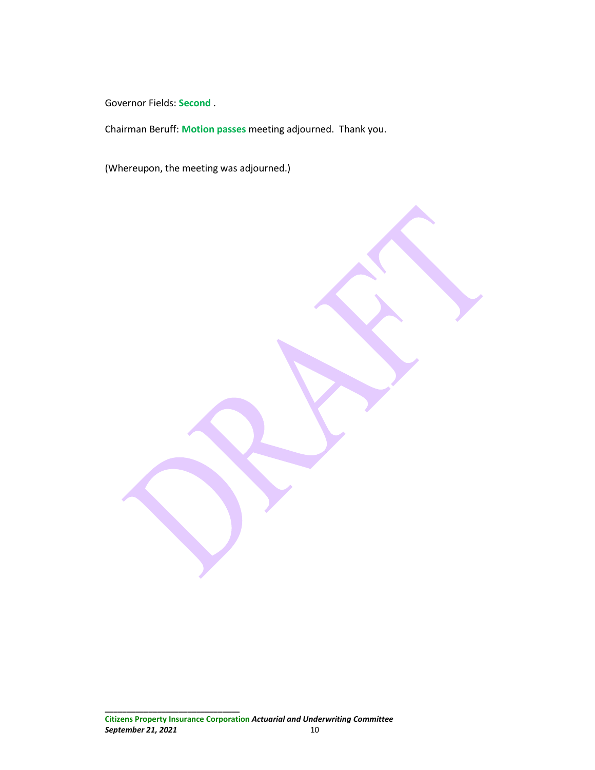Governor Fields: **Second** .

Chairman Beruff: **Motion passes** meeting adjourned. Thank you.

(Whereupon, the meeting was adjourned.)